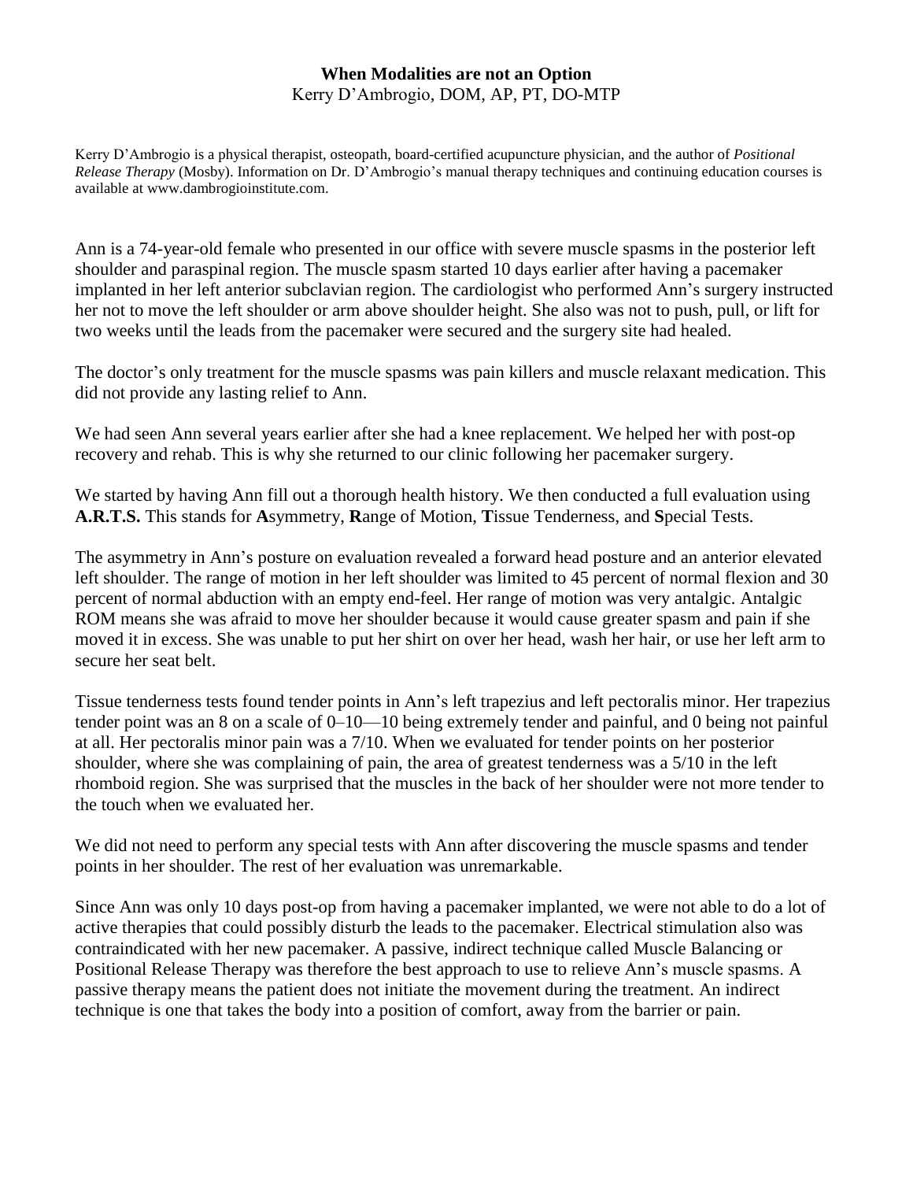# When Modalities are not an Option

Kerry D'Ambrogio, DOM, AP, PT, DO-MTP

Kerry D'Ambrogio is a physical therapist, osteopath, board-certified acupuncture physician, and the author of *Positional Release Therapy* (Mosby). Information on Dr. D'Ambrogio's manual therapy techniques and continuing education courses is available at www.dambrogioinstitute.com.

Ann is a 74-year-old female who presented in our office with severe muscle spasms in the posterior left shoulder and paraspinal region. The muscle spasm started 10 days earlier after having a pacemaker implanted in her left anterior subclavian region. The cardiologist who performed Ann's surgery instructed her not to move the left shoulder or arm above shoulder height. She also was not to push, pull, or lift for two weeks until the leads from the pacemaker were secured and the surgery site had healed.

The doctor's only treatment for the muscle spasms was pain killers and muscle relaxant medication. This did not provide any lasting relief to Ann.

We had seen Ann several years earlier after she had a knee replacement. We helped her with post-op recovery and rehab. This is why she returned to our clinic following her pacemaker surgery.

We started by having Ann fill out a thorough health history. We then conducted a full evaluation using **A.R.T.S.** This stands for **A**symmetry, **R**ange of Motion, **T**issue Tenderness, and **S**pecial Tests.

The asymmetry in Ann's posture on evaluation revealed a forward head posture and an anterior elevated left shoulder. The range of motion in her left shoulder was limited to 45 percent of normal flexion and 30 percent of normal abduction with an empty end-feel. Her range of motion was very antalgic. Antalgic ROM means she was afraid to move her shoulder because it would cause greater spasm and pain if she moved it in excess. She was unable to put her shirt on over her head, wash her hair, or use her left arm to secure her seat belt.

Tissue tenderness tests found tender points in Ann's left trapezius and left pectoralis minor. Her trapezius tender point was an 8 on a scale of 0–10—10 being extremely tender and painful, and 0 being not painful at all. Her pectoralis minor pain was a 7/10. When we evaluated for tender points on her posterior shoulder, where she was complaining of pain, the area of greatest tenderness was a 5/10 in the left rhomboid region. She was surprised that the muscles in the back of her shoulder were not more tender to the touch when we evaluated her.

We did not need to perform any special tests with Ann after discovering the muscle spasms and tender points in her shoulder. The rest of her evaluation was unremarkable.

Since Ann was only 10 days post-op from having a pacemaker implanted, we were not able to do a lot of active therapies that could possibly disturb the leads to the pacemaker. Electrical stimulation also was contraindicated with her new pacemaker. A passive, indirect technique called Muscle Balancing or Positional Release Therapy was therefore the best approach to use to relieve Ann's muscle spasms. A passive therapy means the patient does not initiate the movement during the treatment. An indirect technique is one that takes the body into a position of comfort, away from the barrier or pain.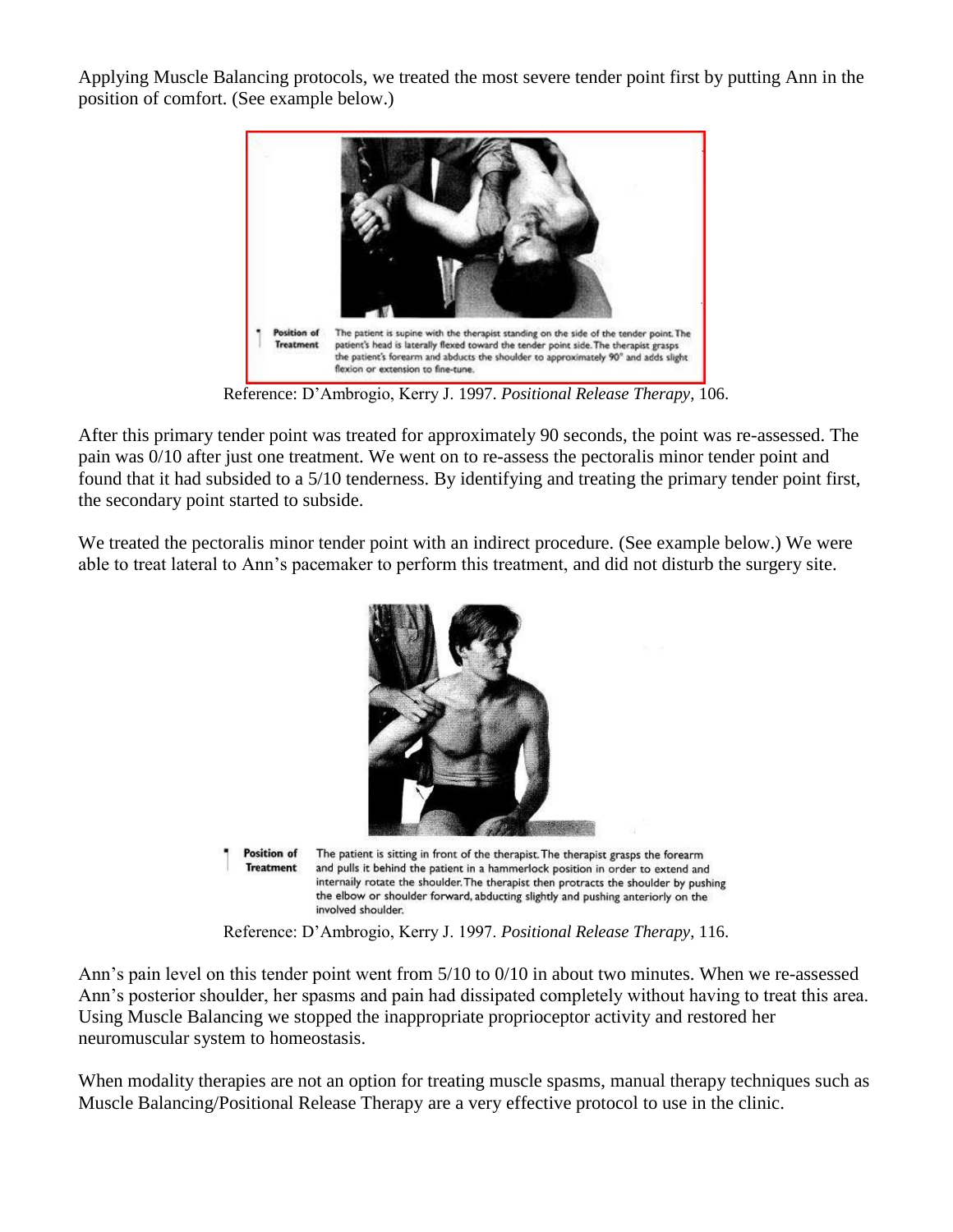Applying Muscle Balancing protocols, we treated the most severe tender point first by putting Ann in the position of comfort. (See example below.)

**Position of Treatment** The patient is supine with the therapist standing on the side of the tender point. The patient's head is laterally flexed toward the tender point side. The therapist grasps the patient's forearm and abducts the shoulder to approximately 90° and adds slight flexion or extension to fine-tune.

Reference: D'Ambrogio, Kerry J. 1997. *Positional Release Therapy*, 106.

After this primary tender point was treated for approximately 90 seconds, the point was re-assessed. The pain was 0/10 after just one treatment. We went on to re-assess the pectoralis minor tender point and found that it had subsided to a 5/10 tenderness. By identifying and treating the primary tender point first, the secondary point started to subside.

We treated the pectoralis minor tender point with an indirect procedure. (See example below.) We were able to treat lateral to Ann's pacemaker to perform this treatment, and did not disturb the surgery site.

**Position of Treatment** The patient is sitting in front of the therapist. The therapist grasps the forearm and pulls it behind the patient in a hammerlock position in order to extend and internally rotate the shoulder. The therapist then protracts the shoulder by pushing the elbow or shoulder forward, abducting slightly and pushing anteriorly on the involved shoulder.

Reference: D'Ambrogio, Kerry J. 1997. *Positional Release Therapy*, 116.

Ann's pain level on this tender point went from 5/10 to 0/10 in about two minutes. When we re-assessed Ann's posterior shoulder, her spasms and pain had dissipated completely without having to treat this area. Using Muscle Balancing we stopped the inappropriate proprioceptor activity and restored her neuromuscular system to homeostasis.

When modality therapies are not an option for treating muscle spasms, manual therapy techniques such as Muscle Balancing/Positional Release Therapy are a very effective protocol to use in the clinic.